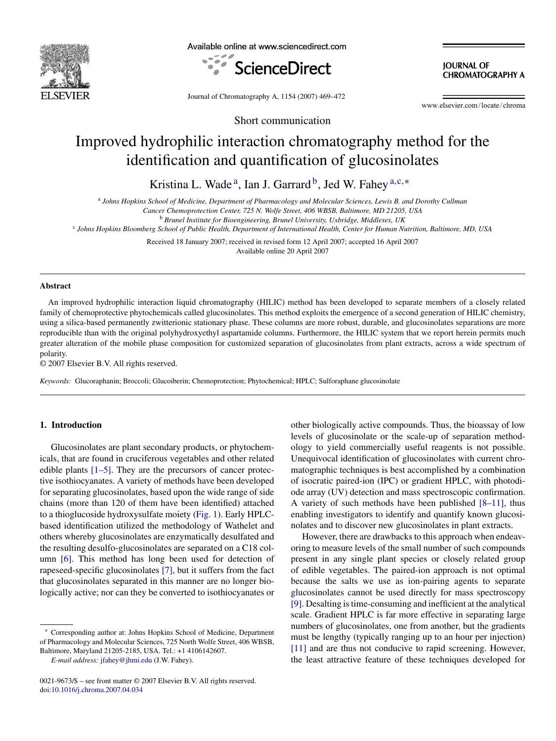Short communication

# Improved hydrophilic interaction chromatography method for the identification and quantification of glucosinolates

Kristina L. Wade [a], Ian J. Garrard [b], Jed W. Fahey [a,c,*]

[a] Johns Hopkins School of Medicine, Department of Pharmacology and Molecular Sciences, Lewis B. and Dorothy Cullman Cancer Chemoprotection Center, 725 N. Wolfe Street, 406 WBSB, Baltimore, MD 21205, USA

[b] Brunel Institute for Bioengineering, Brunel University, Uxbridge, Middlesex, UK

[c] Johns Hopkins Bloomberg School of Public Health, Department of International Health, Center for Human Nutrition, Baltimore, MD, USA

Received 18 January 2007; received in revised form 12 April 2007; accepted 16 April 2007

Available online 20 April 2007

## Abstract

An improved hydrophilic interaction liquid chromatography (HILIC) method has been developed to separate members of a closely related family of chemoprotective phytochemicals called glucosinolates. This method exploits the emergence of a second generation of HILIC chemistry, using a silica-based permanently zwitterionic stationary phase. These columns are more robust, durable, and glucosinolates separations are more reproducible than with the original polyhydroxyethyl aspartamide columns. Furthermore, the HILIC system that we report herein permits much greater alteration of the mobile phase composition for customized separation of glucosinolates from plant extracts, across a wide spectrum of polarity.

© 2007 Elsevier B.V. All rights reserved.

*Keywords:* Glucoraphanin; Broccoli; Glucoiberin; Chemoprotection; Phytochemical; HPLC; Sulforaphane glucosinolate

## 1. Introduction

Glucosinolates are plant secondary products, or phytochemicals, that are found in cruciferous vegetables and other related edible plants [1–5]. They are the precursors of cancer protective isothiocyanates. A variety of methods have been developed for separating glucosinolates, based upon the wide range of side chains (more than 120 of them have been identified) attached to a thioglucoside hydroxysulfate moiety (Fig. 1). Early HPLC-based identification utilized the methodology of Wathelet and others whereby glucosinolates are enzymatically desulfated and the resulting desulfo-glucosinolates are separated on a C18 column [6]. This method has long been used for detection of rapeseed-specific glucosinolates [7], but it suffers from the fact that glucosinolates separated in this manner are no longer biologically active; nor can they be converted to isothiocyanates or other biologically active compounds. Thus, the bioassay of low levels of glucosinolate or the scale-up of separation methodology to yield commercially useful reagents is not possible. Unequivocal identification of glucosinolates with current chromatographic techniques is best accomplished by a combination of isocratic paired-ion (IPC) or gradient HPLC, with photodiode array (UV) detection and mass spectroscopic confirmation. A variety of such methods have been published [8–11], thus enabling investigators to identify and quantify known glucosinolates and to discover new glucosinolates in plant extracts.

However, there are drawbacks to this approach when endeavoring to measure levels of the small number of such compounds present in any single plant species or closely related group of edible vegetables. The paired-ion approach is not optimal because the salts we use as ion-pairing agents to separate glucosinolates cannot be used directly for mass spectroscopy [9]. Desalting is time-consuming and inefficient at the analytical scale. Gradient HPLC is far more effective in separating large numbers of glucosinolates, one from another, but the gradients must be lengthy (typically ranging up to an hour per injection) [11] and are thus not conducive to rapid screening. However, the least attractive feature of these techniques developed for

* Corresponding author at: Johns Hopkins School of Medicine, Department of Pharmacology and Molecular Sciences, 725 North Wolfe Street, 406 WBSB, Baltimore, Maryland 21205-2185, USA. Tel.: +1 4106142607.
*E-mail address:* jfahey@jhmi.edu (J.W. Fahey).

0021-9673/$ – see front matter © 2007 Elsevier B.V. All rights reserved.
doi:10.1016/j.chroma.2007.04.034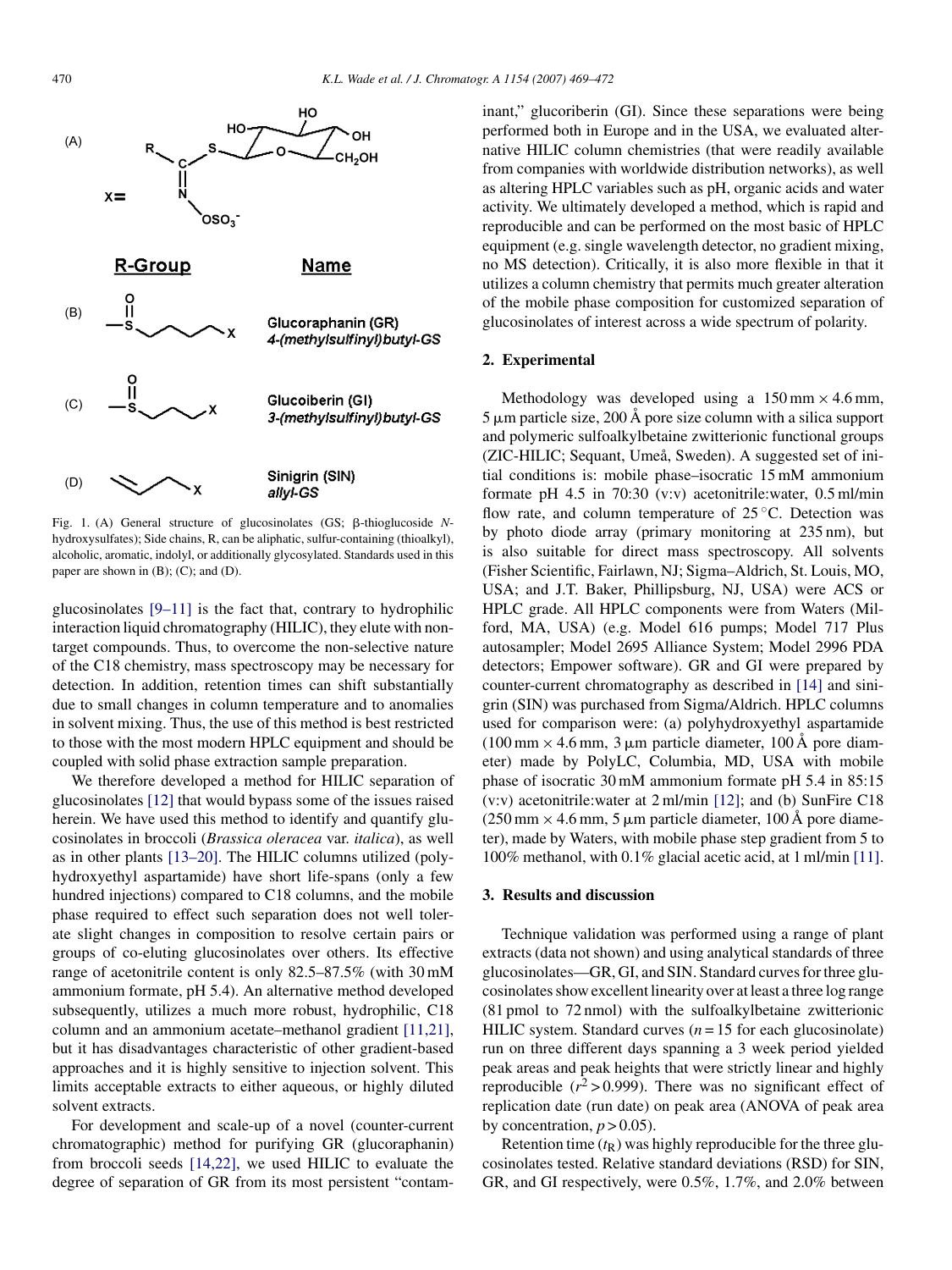Fig. 1. (A) General structure of glucosinolates (GS; β-thioglucoside *N*-hydroxysulfates); Side chains, R, can be aliphatic, sulfur-containing (thioalkyl), alcoholic, aromatic, indolyl, or additionally glycosylated. Standards used in this paper are shown in (B); (C); and (D).

glucosinolates [9–11] is the fact that, contrary to hydrophilic interaction liquid chromatography (HILIC), they elute with non-target compounds. Thus, to overcome the non-selective nature of the C18 chemistry, mass spectroscopy may be necessary for detection. In addition, retention times can shift substantially due to small changes in column temperature and to anomalies in solvent mixing. Thus, the use of this method is best restricted to those with the most modern HPLC equipment and should be coupled with solid phase extraction sample preparation.

We therefore developed a method for HILIC separation of glucosinolates [12] that would bypass some of the issues raised herein. We have used this method to identify and quantify glucosinolates in broccoli (*Brassica oleracea* var. *italica*), as well as in other plants [13–20]. The HILIC columns utilized (polyhydroxyethyl aspartamide) have short life-spans (only a few hundred injections) compared to C18 columns, and the mobile phase required to effect such separation does not well tolerate slight changes in composition to resolve certain pairs or groups of co-eluting glucosinolates over others. Its effective range of acetonitrile content is only 82.5–87.5% (with 30 mM ammonium formate, pH 5.4). An alternative method developed subsequently, utilizes a much more robust, hydrophilic, C18 column and an ammonium acetate–methanol gradient [11,21], but it has disadvantages characteristic of other gradient-based approaches and it is highly sensitive to injection solvent. This limits acceptable extracts to either aqueous, or highly diluted solvent extracts.

For development and scale-up of a novel (counter-current chromatographic) method for purifying GR (glucoraphanin) from broccoli seeds [14,22], we used HILIC to evaluate the degree of separation of GR from its most persistent "contaminant," glucoriberin (GI). Since these separations were being performed both in Europe and in the USA, we evaluated alternative HILIC column chemistries (that were readily available from companies with worldwide distribution networks), as well as altering HPLC variables such as pH, organic acids and water activity. We ultimately developed a method, which is rapid and reproducible and can be performed on the most basic of HPLC equipment (e.g. single wavelength detector, no gradient mixing, no MS detection). Critically, it is also more flexible in that it utilizes a column chemistry that permits much greater alteration of the mobile phase composition for customized separation of glucosinolates of interest across a wide spectrum of polarity.

## 2. Experimental

Methodology was developed using a 150 mm × 4.6 mm, 5 μm particle size, 200 Å pore size column with a silica support and polymeric sulfoalkylbetaine zwitterionic functional groups (ZIC-HILIC; Sequant, Umeå, Sweden). A suggested set of initial conditions is: mobile phase–isocratic 15 mM ammonium formate pH 4.5 in 70:30 (v:v) acetonitrile:water, 0.5 ml/min flow rate, and column temperature of 25 °C. Detection was by photo diode array (primary monitoring at 235 nm), but is also suitable for direct mass spectroscopy. All solvents (Fisher Scientific, Fairlawn, NJ; Sigma–Aldrich, St. Louis, MO, USA; and J.T. Baker, Phillipsburg, NJ, USA) were ACS or HPLC grade. All HPLC components were from Waters (Milford, MA, USA) (e.g. Model 616 pumps; Model 717 Plus autosampler; Model 2695 Alliance System; Model 2996 PDA detectors; Empower software). GR and GI were prepared by counter-current chromatography as described in [14] and sinigrin (SIN) was purchased from Sigma/Aldrich. HPLC columns used for comparison were: (a) polyhydroxyethyl aspartamide (100 mm × 4.6 mm, 3 μm particle diameter, 100 Å pore diameter) made by PolyLC, Columbia, MD, USA with mobile phase of isocratic 30 mM ammonium formate pH 5.4 in 85:15 (v:v) acetonitrile:water at 2 ml/min [12]; and (b) SunFire C18 (250 mm × 4.6 mm, 5 μm particle diameter, 100 Å pore diameter), made by Waters, with mobile phase step gradient from 5 to 100% methanol, with 0.1% glacial acetic acid, at 1 ml/min [11].

## 3. Results and discussion

Technique validation was performed using a range of plant extracts (data not shown) and using analytical standards of three glucosinolates—GR, GI, and SIN. Standard curves for three glucosinolates show excellent linearity over at least a three log range (81 pmol to 72 nmol) with the sulfoalkylbetaine zwitterionic HILIC system. Standard curves ($n = 15$ for each glucosinolate) run on three different days spanning a 3 week period yielded peak areas and peak heights that were strictly linear and highly reproducible ($r^2 > 0.999$). There was no significant effect of replication date (run date) on peak area (ANOVA of peak area by concentration, $p > 0.05$).

Retention time ($t_R$) was highly reproducible for the three glucosinolates tested. Relative standard deviations (RSD) for SIN, GR, and GI respectively, were 0.5%, 1.7%, and 2.0% between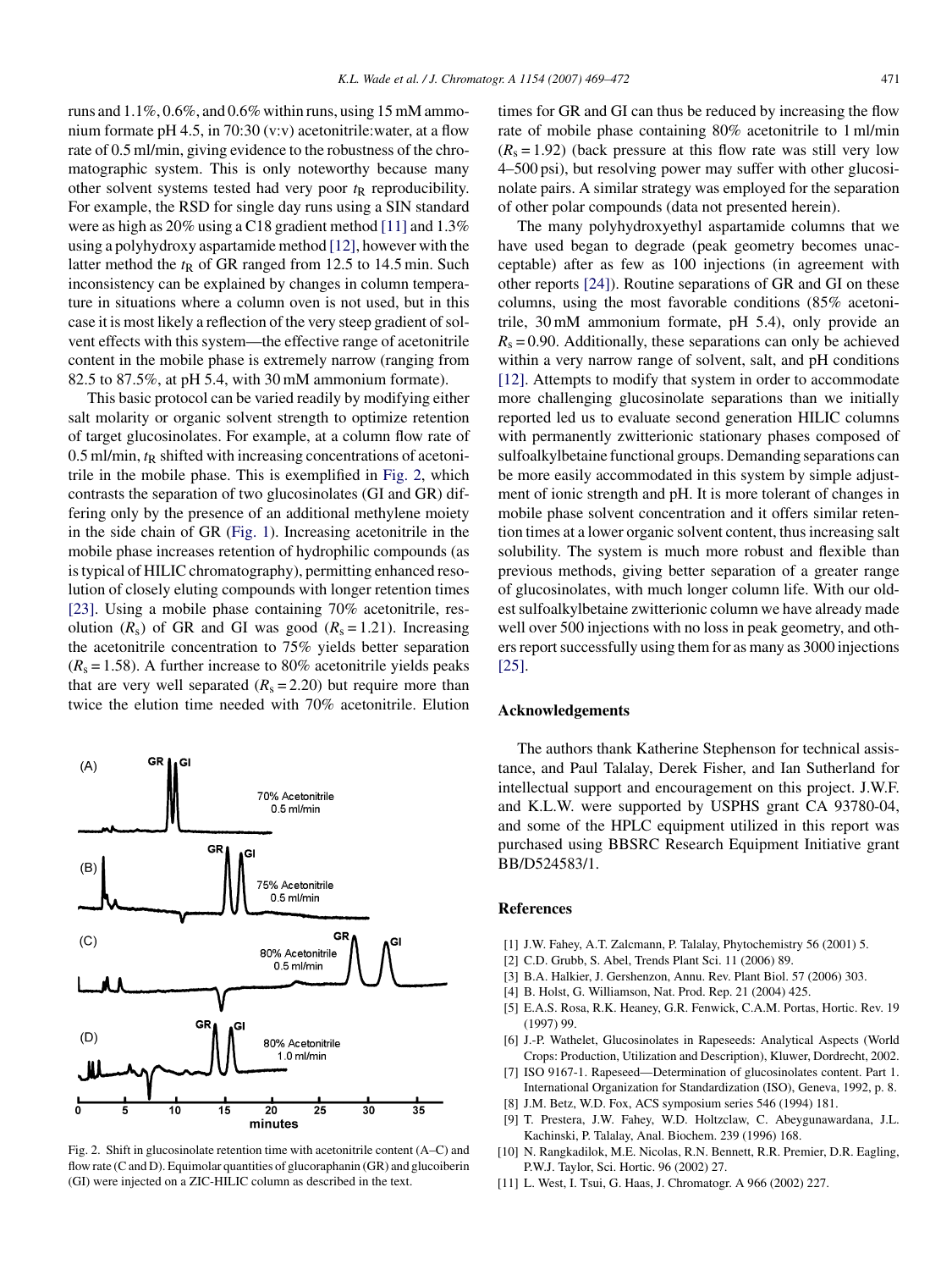runs and 1.1%, 0.6%, and 0.6% within runs, using 15 mM ammonium formate pH 4.5, in 70:30 (v:v) acetonitrile:water, at a flow rate of 0.5 ml/min, giving evidence to the robustness of the chromatographic system. This is only noteworthy because many other solvent systems tested had very poor $t_R$ reproducibility. For example, the RSD for single day runs using a SIN standard were as high as 20% using a C18 gradient method [11] and 1.3% using a polyhydroxy aspartamide method [12], however with the latter method the $t_R$ of GR ranged from 12.5 to 14.5 min. Such inconsistency can be explained by changes in column temperature in situations where a column oven is not used, but in this case it is most likely a reflection of the very steep gradient of solvent effects with this system—the effective range of acetonitrile content in the mobile phase is extremely narrow (ranging from 82.5 to 87.5%, at pH 5.4, with 30 mM ammonium formate).

This basic protocol can be varied readily by modifying either salt molarity or organic solvent strength to optimize retention of target glucosinolates. For example, at a column flow rate of 0.5 ml/min, $t_R$ shifted with increasing concentrations of acetonitrile in the mobile phase. This is exemplified in Fig. 2, which contrasts the separation of two glucosinolates (GI and GR) differing only by the presence of an additional methylene moiety in the side chain of GR (Fig. 1). Increasing acetonitrile in the mobile phase increases retention of hydrophilic compounds (as is typical of HILIC chromatography), permitting enhanced resolution of closely eluting compounds with longer retention times [23]. Using a mobile phase containing 70% acetonitrile, resolution ($R_s$) of GR and GI was good ($R_s = 1.21$). Increasing the acetonitrile concentration to 75% yields better separation ($R_s = 1.58$). A further increase to 80% acetonitrile yields peaks that are very well separated ($R_s = 2.20$) but require more than twice the elution time needed with 70% acetonitrile. Elution times for GR and GI can thus be reduced by increasing the flow rate of mobile phase containing 80% acetonitrile to 1 ml/min ($R_s = 1.92$) (back pressure at this flow rate was still very low 4–500 psi), but resolving power may suffer with other glucosinolate pairs. A similar strategy was employed for the separation of other polar compounds (data not presented herein).

Fig. 2. Shift in glucosinolate retention time with acetonitrile content (A–C) and flow rate (C and D). Equimolar quantities of glucoraphanin (GR) and glucoiberin (GI) were injected on a ZIC-HILIC column as described in the text.

The many polyhydroxyethyl aspartamide columns that we have used began to degrade (peak geometry becomes unacceptable) after as few as 100 injections (in agreement with other reports [24]). Routine separations of GR and GI on these columns, using the most favorable conditions (85% acetonitrile, 30 mM ammonium formate, pH 5.4), only provide an $R_s = 0.90$. Additionally, these separations can only be achieved within a very narrow range of solvent, salt, and pH conditions [12]. Attempts to modify that system in order to accommodate more challenging glucosinolate separations than we initially reported led us to evaluate second generation HILIC columns with permanently zwitterionic stationary phases composed of sulfoalkylbetaine functional groups. Demanding separations can be more easily accommodated in this system by simple adjustment of ionic strength and pH. It is more tolerant of changes in mobile phase solvent concentration and it offers similar retention times at a lower organic solvent content, thus increasing salt solubility. The system is much more robust and flexible than previous methods, giving better separation of a greater range of glucosinolates, with much longer column life. With our oldest sulfoalkylbetaine zwitterionic column we have already made well over 500 injections with no loss in peak geometry, and others report successfully using them for as many as 3000 injections [25].

## Acknowledgements

The authors thank Katherine Stephenson for technical assistance, and Paul Talalay, Derek Fisher, and Ian Sutherland for intellectual support and encouragement on this project. J.W.F. and K.L.W. were supported by USPHS grant CA 93780-04, and some of the HPLC equipment utilized in this report was purchased using BBSRC Research Equipment Initiative grant BB/D524583/1.

## References

[1] J.W. Fahey, A.T. Zalcmann, P. Talalay, Phytochemistry 56 (2001) 5.
[2] C.D. Grubb, S. Abel, Trends Plant Sci. 11 (2006) 89.
[3] B.A. Halkier, J. Gershenzon, Annu. Rev. Plant Biol. 57 (2006) 303.
[4] B. Holst, G. Williamson, Nat. Prod. Rep. 21 (2004) 425.
[5] E.A.S. Rosa, R.K. Heaney, G.R. Fenwick, C.A.M. Portas, Hortic. Rev. 19 (1997) 99.
[6] J.-P. Wathelet, Glucosinolates in Rapeseeds: Analytical Aspects (World Crops: Production, Utilization and Description), Kluwer, Dordrecht, 2002.
[7] ISO 9167-1. Rapeseed—Determination of glucosinolates content. Part 1. International Organization for Standardization (ISO), Geneva, 1992, p. 8.
[8] J.M. Betz, W.D. Fox, ACS symposium series 546 (1994) 181.
[9] T. Prestera, J.W. Fahey, W.D. Holtzclaw, C. Abeygunawardana, J.L. Kachinski, P. Talalay, Anal. Biochem. 239 (1996) 168.
[10] N. Rangkadilok, M.E. Nicolas, R.N. Bennett, R.R. Premier, D.R. Eagling, P.W.J. Taylor, Sci. Hortic. 96 (2002) 27.
[11] L. West, I. Tsui, G. Haas, J. Chromatogr. A 966 (2002) 227.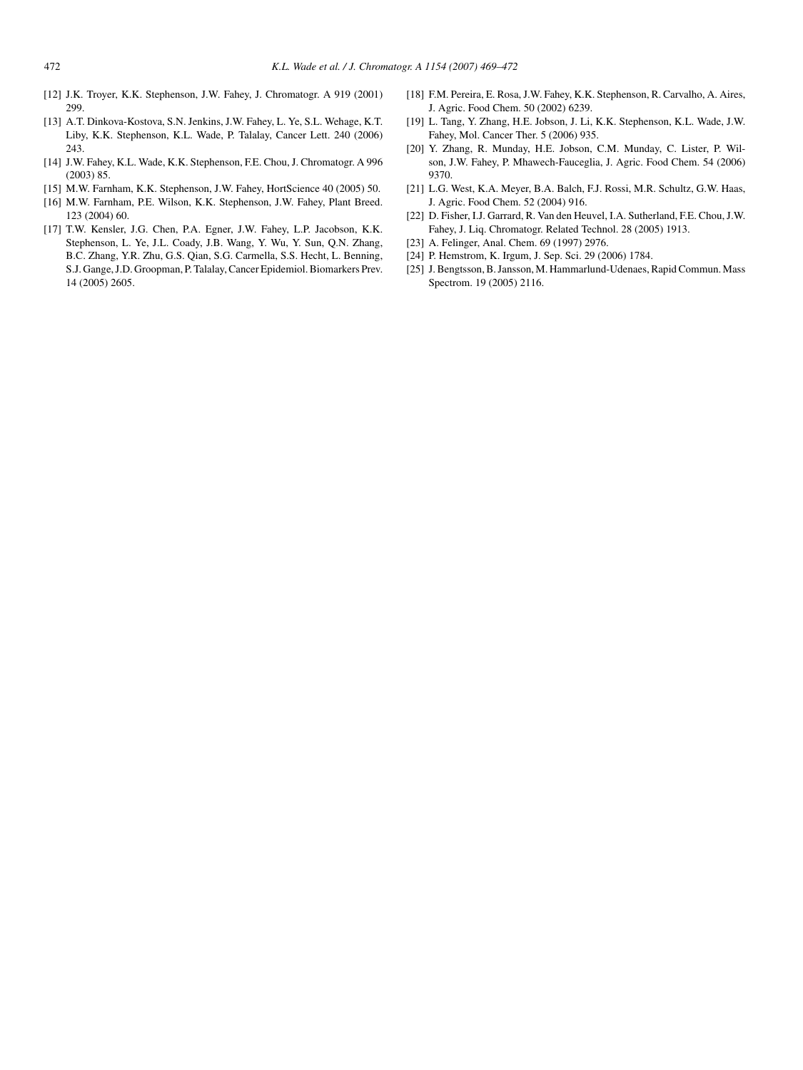[12] J.K. Troyer, K.K. Stephenson, J.W. Fahey, J. Chromatogr. A 919 (2001) 299.

[13] A.T. Dinkova-Kostova, S.N. Jenkins, J.W. Fahey, L. Ye, S.L. Wehage, K.T. Liby, K.K. Stephenson, K.L. Wade, P. Talalay, Cancer Lett. 240 (2006) 243.

[14] J.W. Fahey, K.L. Wade, K.K. Stephenson, F.E. Chou, J. Chromatogr. A 996 (2003) 85.

[15] M.W. Farnham, K.K. Stephenson, J.W. Fahey, HortScience 40 (2005) 50.

[16] M.W. Farnham, P.E. Wilson, K.K. Stephenson, J.W. Fahey, Plant Breed. 123 (2004) 60.

[17] T.W. Kensler, J.G. Chen, P.A. Egner, J.W. Fahey, L.P. Jacobson, K.K. Stephenson, L. Ye, J.L. Coady, J.B. Wang, Y. Wu, Y. Sun, Q.N. Zhang, B.C. Zhang, Y.R. Zhu, G.S. Qian, S.G. Carmella, S.S. Hecht, L. Benning, S.J. Gange, J.D. Groopman, P. Talalay, Cancer Epidemiol. Biomarkers Prev. 14 (2005) 2605.

[18] F.M. Pereira, E. Rosa, J.W. Fahey, K.K. Stephenson, R. Carvalho, A. Aires, J. Agric. Food Chem. 50 (2002) 6239.

[19] L. Tang, Y. Zhang, H.E. Jobson, J. Li, K.K. Stephenson, K.L. Wade, J.W. Fahey, Mol. Cancer Ther. 5 (2006) 935.

[20] Y. Zhang, R. Munday, H.E. Jobson, C.M. Munday, C. Lister, P. Wilson, J.W. Fahey, P. Mhawech-Fauceglia, J. Agric. Food Chem. 54 (2006) 9370.

[21] L.G. West, K.A. Meyer, B.A. Balch, F.J. Rossi, M.R. Schultz, G.W. Haas, J. Agric. Food Chem. 52 (2004) 916.

[22] D. Fisher, I.J. Garrard, R. Van den Heuvel, I.A. Sutherland, F.E. Chou, J.W. Fahey, J. Liq. Chromatogr. Related Technol. 28 (2005) 1913.

[23] A. Felinger, Anal. Chem. 69 (1997) 2976.

[24] P. Hemstrom, K. Irgum, J. Sep. Sci. 29 (2006) 1784.

[25] J. Bengtsson, B. Jansson, M. Hammarlund-Udenaes, Rapid Commun. Mass Spectrom. 19 (2005) 2116.